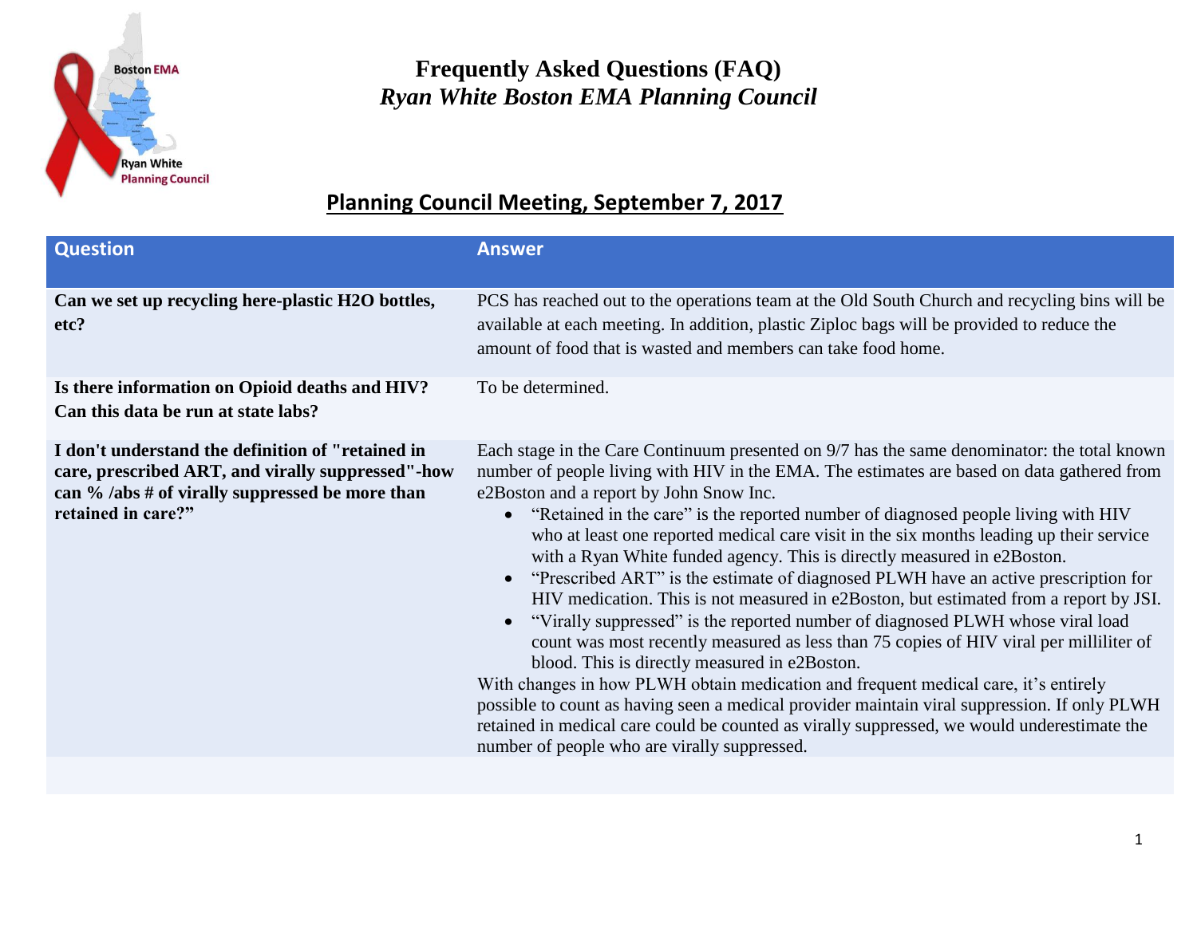# Frequently Asked Questions (FAQ)

## *Ryan White Boston EMA Planning Council*

## Planning Council Meeting, September 7, 2017

| Question | Answer |
| --- | --- |
| **Can we set up recycling here-plastic H2O bottles, etc?** | PCS has reached out to the operations team at the Old South Church and recycling bins will be available at each meeting. In addition, plastic Ziploc bags will be provided to reduce the amount of food that is wasted and members can take food home. |
| **Is there information on Opioid deaths and HIV? Can this data be run at state labs?** | To be determined. |
| **I don't understand the definition of "retained in care, prescribed ART, and virally suppressed"-how can % /abs # of virally suppressed be more than retained in care?"** | Each stage in the Care Continuum presented on 9/7 has the same denominator: the total known number of people living with HIV in the EMA. The estimates are based on data gathered from e2Boston and a report by John Snow Inc.<br>• "Retained in the care" is the reported number of diagnosed people living with HIV who at least one reported medical care visit in the six months leading up their service with a Ryan White funded agency. This is directly measured in e2Boston.<br>• "Prescribed ART" is the estimate of diagnosed PLWH have an active prescription for HIV medication. This is not measured in e2Boston, but estimated from a report by JSI.<br>• "Virally suppressed" is the reported number of diagnosed PLWH whose viral load count was most recently measured as less than 75 copies of HIV viral per milliliter of blood. This is directly measured in e2Boston.<br>With changes in how PLWH obtain medication and frequent medical care, it's entirely possible to count as having seen a medical provider maintain viral suppression. If only PLWH retained in medical care could be counted as virally suppressed, we would underestimate the number of people who are virally suppressed. |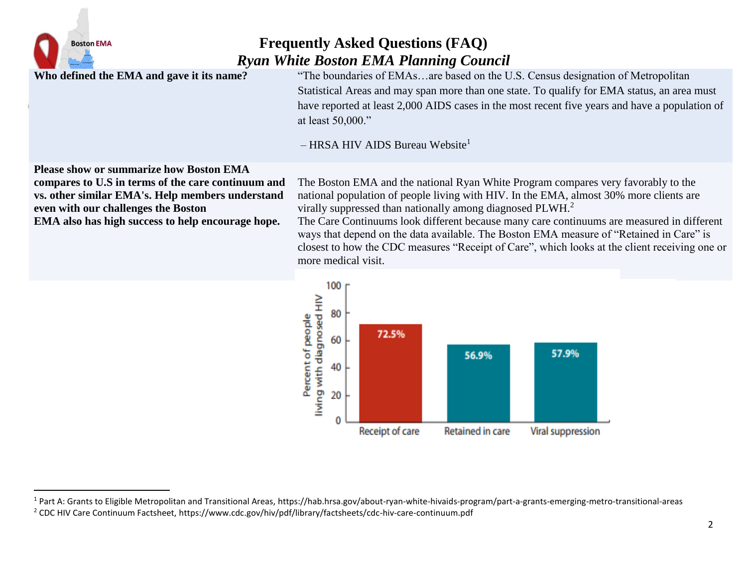# Frequently Asked Questions (FAQ)

## *Ryan White Boston EMA Planning Council*

| Question | Answer |
| --- | --- |
| **Who defined the EMA and gave it its name?** | "The boundaries of EMAs…are based on the U.S. Census designation of Metropolitan Statistical Areas and may span more than one state. To qualify for EMA status, an area must have reported at least 2,000 AIDS cases in the most recent five years and have a population of at least 50,000." – HRSA HIV AIDS Bureau Website[1] |
| **Please show or summarize how Boston EMA compares to U.S in terms of the care continuum and vs. other similar EMA's. Help members understand even with our challenges the Boston EMA also has high success to help encourage hope.** | The Boston EMA and the national Ryan White Program compares very favorably to the national population of people living with HIV. In the EMA, almost 30% more clients are virally suppressed than nationally among diagnosed PLWH.[2] The Care Continuums look different because many care continuums are measured in different ways that depend on the data available. The Boston EMA measure of "Retained in Care" is closest to how the CDC measures "Receipt of Care", which looks at the client receiving one or more medical visit. |

Percent of people living with diagnosed HIV

| | Receipt of care | Retained in care | Viral suppression |
| --- | --- | --- | --- |
| Percent | 72.5% | 56.9% | 57.9% |

[1] Part A: Grants to Eligible Metropolitan and Transitional Areas, https://hab.hrsa.gov/about-ryan-white-hivaids-program/part-a-grants-emerging-metro-transitional-areas

[2] CDC HIV Care Continuum Factsheet, https://www.cdc.gov/hiv/pdf/library/factsheets/cdc-hiv-care-continuum.pdf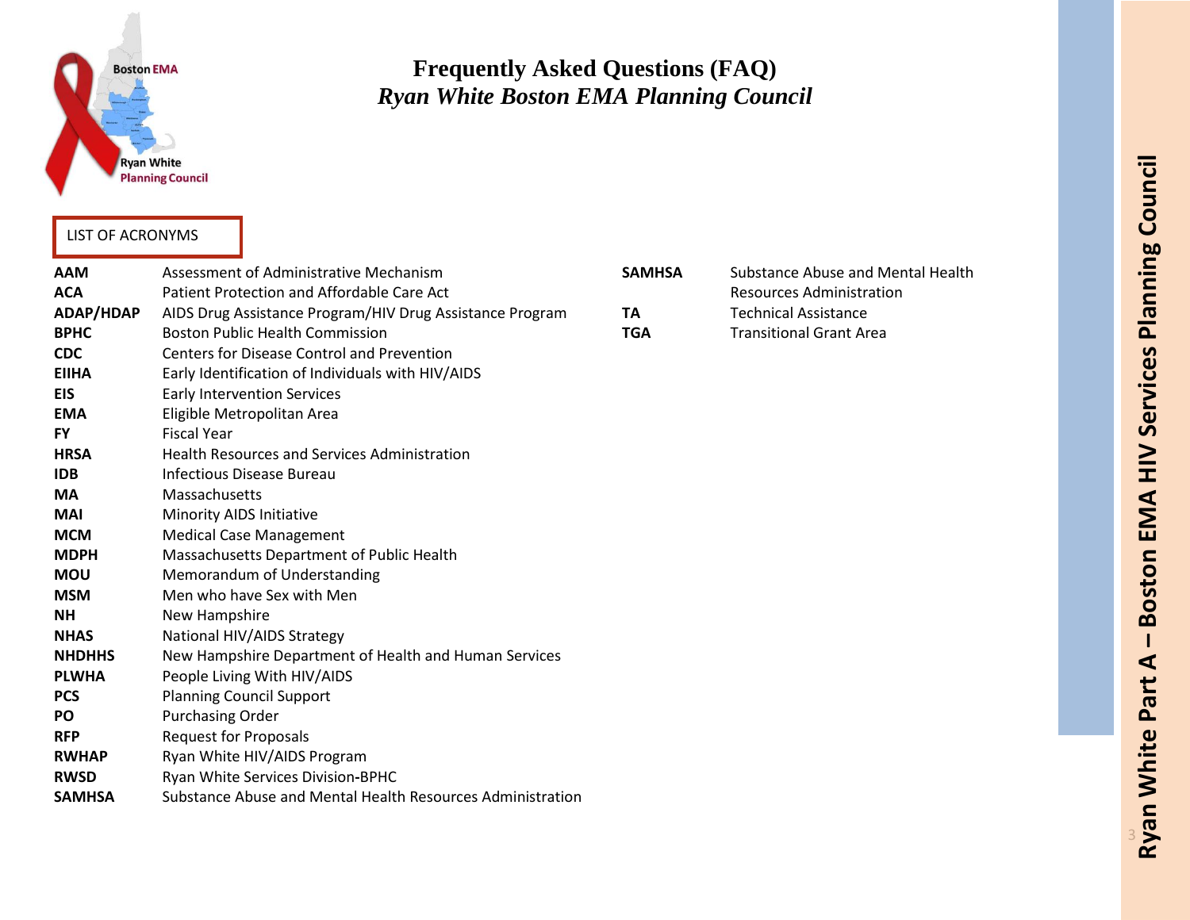# Frequently Asked Questions (FAQ)

## *Ryan White Boston EMA Planning Council*

### LIST OF ACRONYMS

| | |
|---|---|
| **AAM** | Assessment of Administrative Mechanism |
| **ACA** | Patient Protection and Affordable Care Act |
| **ADAP/HDAP** | AIDS Drug Assistance Program/HIV Drug Assistance Program |
| **BPHC** | Boston Public Health Commission |
| **CDC** | Centers for Disease Control and Prevention |
| **EIIHA** | Early Identification of Individuals with HIV/AIDS |
| **EIS** | Early Intervention Services |
| **EMA** | Eligible Metropolitan Area |
| **FY** | Fiscal Year |
| **HRSA** | Health Resources and Services Administration |
| **IDB** | Infectious Disease Bureau |
| **MA** | Massachusetts |
| **MAI** | Minority AIDS Initiative |
| **MCM** | Medical Case Management |
| **MDPH** | Massachusetts Department of Public Health |
| **MOU** | Memorandum of Understanding |
| **MSM** | Men who have Sex with Men |
| **NH** | New Hampshire |
| **NHAS** | National HIV/AIDS Strategy |
| **NHDHHS** | New Hampshire Department of Health and Human Services |
| **PLWHA** | People Living With HIV/AIDS |
| **PCS** | Planning Council Support |
| **PO** | Purchasing Order |
| **RFP** | Request for Proposals |
| **RWHAP** | Ryan White HIV/AIDS Program |
| **RWSD** | Ryan White Services Division-BPHC |
| **SAMHSA** | Substance Abuse and Mental Health Resources Administration |
| **SAMHSA** | Substance Abuse and Mental Health Resources Administration |
| **TA** | Technical Assistance |
| **TGA** | Transitional Grant Area |